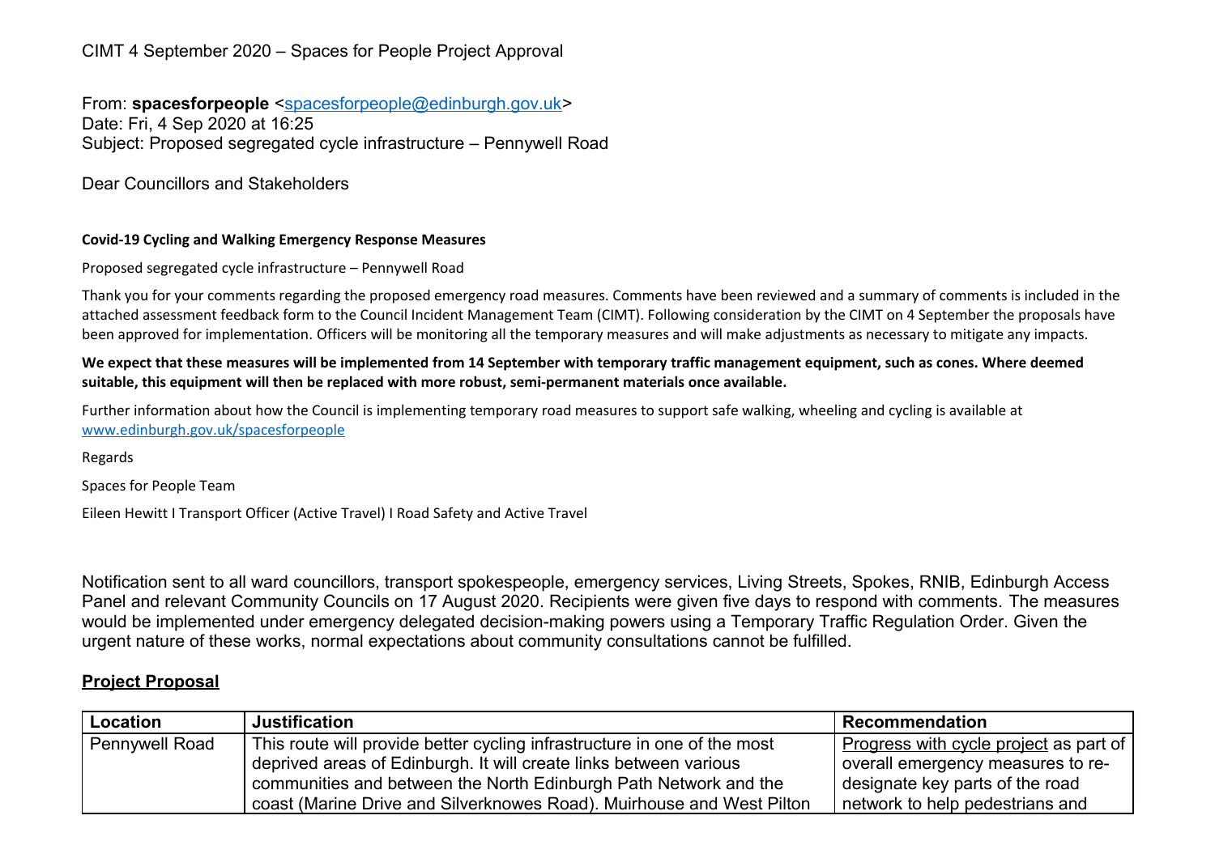CIMT 4 September 2020 – Spaces for People Project Approval

From: **spacesforpeople** <spacesforpeople@edinburgh.gov.uk>
Date: Fri, 4 Sep 2020 at 16:25
Subject: Proposed segregated cycle infrastructure – Pennywell Road

Dear Councillors and Stakeholders

**Covid-19 Cycling and Walking Emergency Response Measures**

Proposed segregated cycle infrastructure – Pennywell Road

Thank you for your comments regarding the proposed emergency road measures. Comments have been reviewed and a summary of comments is included in the attached assessment feedback form to the Council Incident Management Team (CIMT). Following consideration by the CIMT on 4 September the proposals have been approved for implementation. Officers will be monitoring all the temporary measures and will make adjustments as necessary to mitigate any impacts.

**We expect that these measures will be implemented from 14 September with temporary traffic management equipment, such as cones. Where deemed suitable, this equipment will then be replaced with more robust, semi-permanent materials once available.**

Further information about how the Council is implementing temporary road measures to support safe walking, wheeling and cycling is available at www.edinburgh.gov.uk/spacesforpeople

Regards

Spaces for People Team

Eileen Hewitt I Transport Officer (Active Travel) I Road Safety and Active Travel

Notification sent to all ward councillors, transport spokespeople, emergency services, Living Streets, Spokes, RNIB, Edinburgh Access Panel and relevant Community Councils on 17 August 2020. Recipients were given five days to respond with comments. The measures would be implemented under emergency delegated decision-making powers using a Temporary Traffic Regulation Order. Given the urgent nature of these works, normal expectations about community consultations cannot be fulfilled.

## Project Proposal

| Location | Justification | Recommendation |
|---|---|---|
| Pennywell Road | This route will provide better cycling infrastructure in one of the most deprived areas of Edinburgh. It will create links between various communities and between the North Edinburgh Path Network and the coast (Marine Drive and Silverknowes Road). Muirhouse and West Pilton | Progress with cycle project as part of overall emergency measures to re-designate key parts of the road network to help pedestrians and |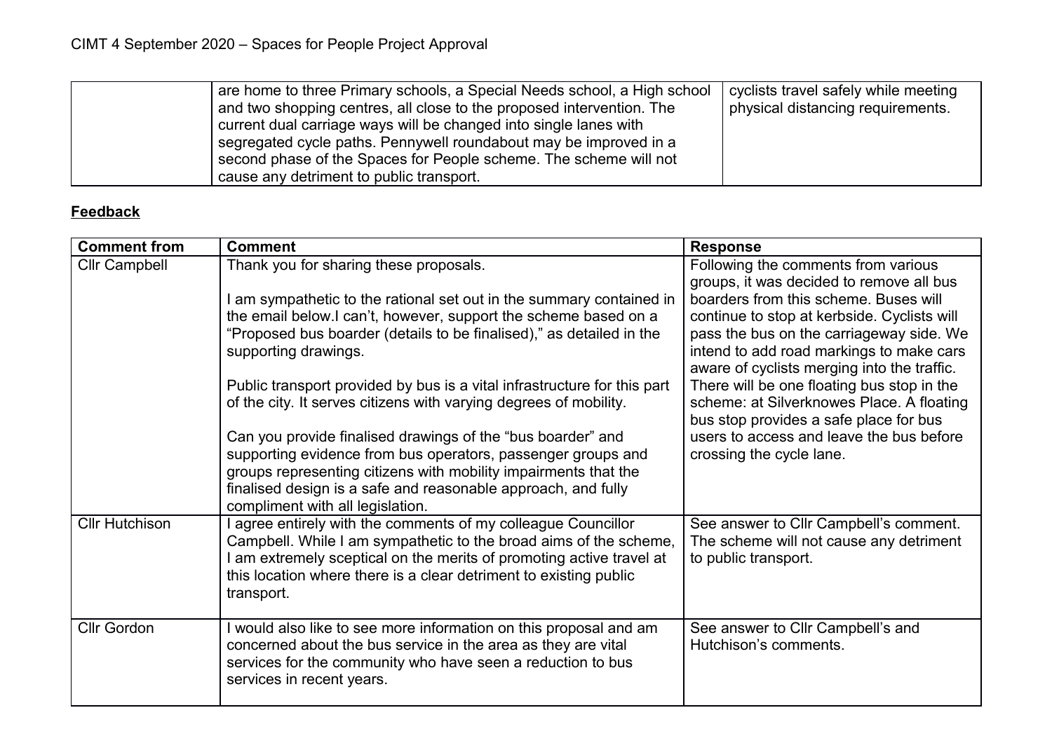| | are home to three Primary schools, a Special Needs school, a High school and two shopping centres, all close to the proposed intervention. The current dual carriage ways will be changed into single lanes with segregated cycle paths. Pennywell roundabout may be improved in a second phase of the Spaces for People scheme. The scheme will not cause any detriment to public transport. | cyclists travel safely while meeting physical distancing requirements. |
|---|---|---|

**Feedback**

| Comment from | Comment | Response |
|---|---|---|
| Cllr Campbell | Thank you for sharing these proposals.<br><br>I am sympathetic to the rational set out in the summary contained in the email below.I can't, however, support the scheme based on a "Proposed bus boarder (details to be finalised)," as detailed in the supporting drawings.<br><br>Public transport provided by bus is a vital infrastructure for this part of the city. It serves citizens with varying degrees of mobility.<br><br>Can you provide finalised drawings of the "bus boarder" and supporting evidence from bus operators, passenger groups and groups representing citizens with mobility impairments that the finalised design is a safe and reasonable approach, and fully compliment with all legislation. | Following the comments from various groups, it was decided to remove all bus boarders from this scheme. Buses will continue to stop at kerbside. Cyclists will pass the bus on the carriageway side. We intend to add road markings to make cars aware of cyclists merging into the traffic. There will be one floating bus stop in the scheme: at Silverknowes Place. A floating bus stop provides a safe place for bus users to access and leave the bus before crossing the cycle lane. |
| Cllr Hutchison | I agree entirely with the comments of my colleague Councillor Campbell. While I am sympathetic to the broad aims of the scheme, I am extremely sceptical on the merits of promoting active travel at this location where there is a clear detriment to existing public transport. | See answer to Cllr Campbell's comment. The scheme will not cause any detriment to public transport. |
| Cllr Gordon | I would also like to see more information on this proposal and am concerned about the bus service in the area as they are vital services for the community who have seen a reduction to bus services in recent years. | See answer to Cllr Campbell's and Hutchison's comments. |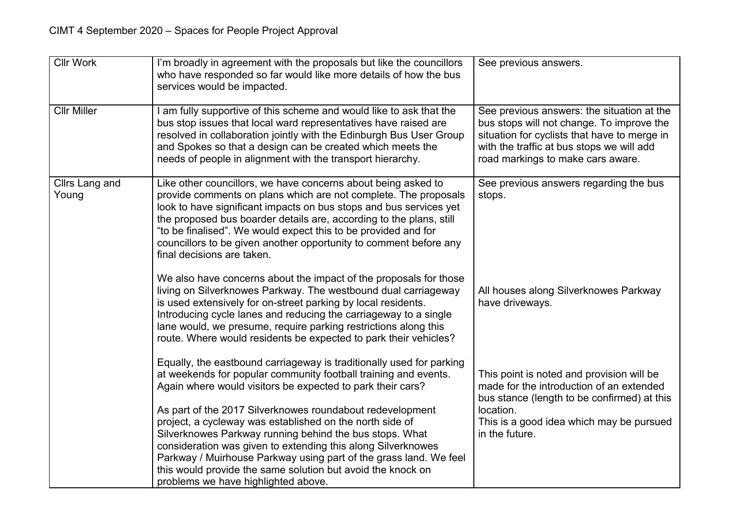| Cllr Work | I'm broadly in agreement with the proposals but like the councillors who have responded so far would like more details of how the bus services would be impacted. | See previous answers. |
|---|---|---|
| Cllr Miller | I am fully supportive of this scheme and would like to ask that the bus stop issues that local ward representatives have raised are resolved in collaboration jointly with the Edinburgh Bus User Group and Spokes so that a design can be created which meets the needs of people in alignment with the transport hierarchy. | See previous answers: the situation at the bus stops will not change. To improve the situation for cyclists that have to merge in with the traffic at bus stops we will add road markings to make cars aware. |
| Cllrs Lang and Young | Like other councillors, we have concerns about being asked to provide comments on plans which are not complete. The proposals look to have significant impacts on bus stops and bus services yet the proposed bus boarder details are, according to the plans, still "to be finalised". We would expect this to be provided and for councillors to be given another opportunity to comment before any final decisions are taken.<br><br>We also have concerns about the impact of the proposals for those living on Silverknowes Parkway. The westbound dual carriageway is used extensively for on-street parking by local residents. Introducing cycle lanes and reducing the carriageway to a single lane would, we presume, require parking restrictions along this route. Where would residents be expected to park their vehicles?<br><br>Equally, the eastbound carriageway is traditionally used for parking at weekends for popular community football training and events. Again where would visitors be expected to park their cars?<br><br>As part of the 2017 Silverknowes roundabout redevelopment project, a cycleway was established on the north side of Silverknowes Parkway running behind the bus stops. What consideration was given to extending this along Silverknowes Parkway / Muirhouse Parkway using part of the grass land. We feel this would provide the same solution but avoid the knock on problems we have highlighted above. | See previous answers regarding the bus stops.<br><br>All houses along Silverknowes Parkway have driveways.<br><br>This point is noted and provision will be made for the introduction of an extended bus stance (length to be confirmed) at this location.<br>This is a good idea which may be pursued in the future. |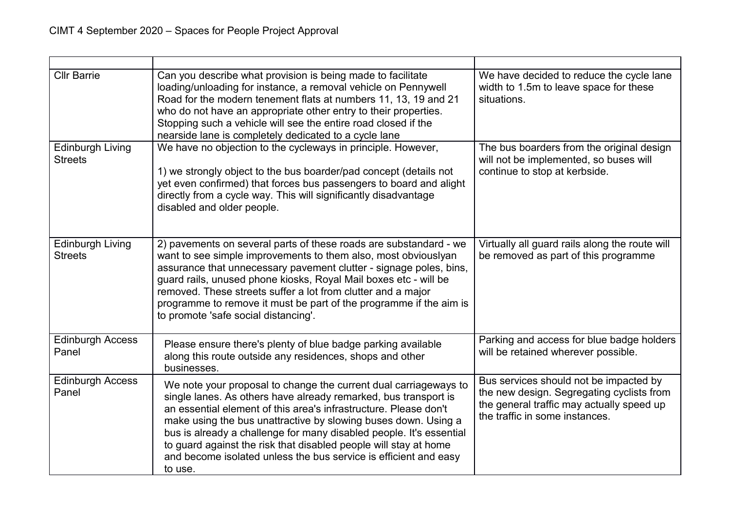| | | |
|---|---|---|
| Cllr Barrie | Can you describe what provision is being made to facilitate loading/unloading for instance, a removal vehicle on Pennywell Road for the modern tenement flats at numbers 11, 13, 19 and 21 who do not have an appropriate other entry to their properties. Stopping such a vehicle will see the entire road closed if the nearside lane is completely dedicated to a cycle lane | We have decided to reduce the cycle lane width to 1.5m to leave space for these situations. |
| Edinburgh Living Streets | We have no objection to the cycleways in principle. However,<br><br>1) we strongly object to the bus boarder/pad concept (details not yet even confirmed) that forces bus passengers to board and alight directly from a cycle way. This will significantly disadvantage disabled and older people. | The bus boarders from the original design will not be implemented, so buses will continue to stop at kerbside. |
| Edinburgh Living Streets | 2) pavements on several parts of these roads are substandard - we want to see simple improvements to them also, most obviouslyan assurance that unnecessary pavement clutter - signage poles, bins, guard rails, unused phone kiosks, Royal Mail boxes etc - will be removed. These streets suffer a lot from clutter and a major programme to remove it must be part of the programme if the aim is to promote 'safe social distancing'. | Virtually all guard rails along the route will be removed as part of this programme |
| Edinburgh Access Panel | Please ensure there's plenty of blue badge parking available along this route outside any residences, shops and other businesses. | Parking and access for blue badge holders will be retained wherever possible. |
| Edinburgh Access Panel | We note your proposal to change the current dual carriageways to single lanes. As others have already remarked, bus transport is an essential element of this area's infrastructure. Please don't make using the bus unattractive by slowing buses down. Using a bus is already a challenge for many disabled people. It's essential to guard against the risk that disabled people will stay at home and become isolated unless the bus service is efficient and easy to use. | Bus services should not be impacted by the new design. Segregating cyclists from the general traffic may actually speed up the traffic in some instances. |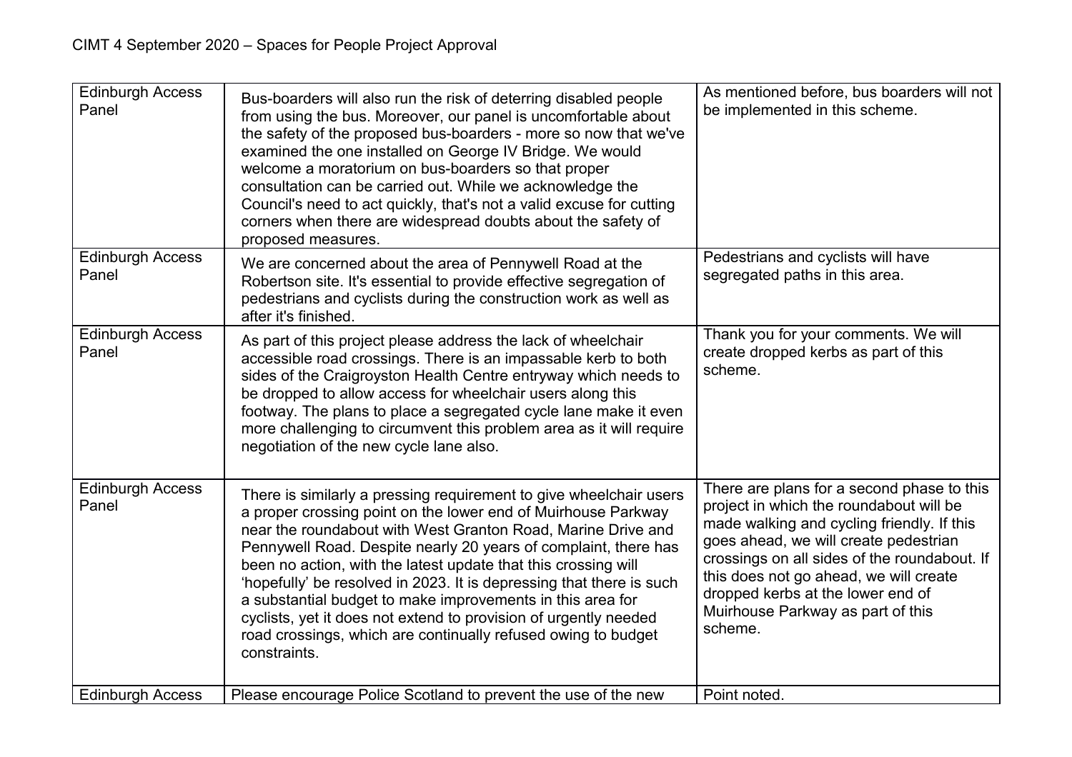| Edinburgh Access Panel | Bus-boarders will also run the risk of deterring disabled people from using the bus. Moreover, our panel is uncomfortable about the safety of the proposed bus-boarders - more so now that we've examined the one installed on George IV Bridge. We would welcome a moratorium on bus-boarders so that proper consultation can be carried out. While we acknowledge the Council's need to act quickly, that's not a valid excuse for cutting corners when there are widespread doubts about the safety of proposed measures. | As mentioned before, bus boarders will not be implemented in this scheme. |
|---|---|---|
| Edinburgh Access Panel | We are concerned about the area of Pennywell Road at the Robertson site. It's essential to provide effective segregation of pedestrians and cyclists during the construction work as well as after it's finished. | Pedestrians and cyclists will have segregated paths in this area. |
| Edinburgh Access Panel | As part of this project please address the lack of wheelchair accessible road crossings. There is an impassable kerb to both sides of the Craigroyston Health Centre entryway which needs to be dropped to allow access for wheelchair users along this footway. The plans to place a segregated cycle lane make it even more challenging to circumvent this problem area as it will require negotiation of the new cycle lane also. | Thank you for your comments. We will create dropped kerbs as part of this scheme. |
| Edinburgh Access Panel | There is similarly a pressing requirement to give wheelchair users a proper crossing point on the lower end of Muirhouse Parkway near the roundabout with West Granton Road, Marine Drive and Pennywell Road. Despite nearly 20 years of complaint, there has been no action, with the latest update that this crossing will 'hopefully' be resolved in 2023. It is depressing that there is such a substantial budget to make improvements in this area for cyclists, yet it does not extend to provision of urgently needed road crossings, which are continually refused owing to budget constraints. | There are plans for a second phase to this project in which the roundabout will be made walking and cycling friendly. If this goes ahead, we will create pedestrian crossings on all sides of the roundabout. If this does not go ahead, we will create dropped kerbs at the lower end of Muirhouse Parkway as part of this scheme. |
| Edinburgh Access | Please encourage Police Scotland to prevent the use of the new | Point noted. |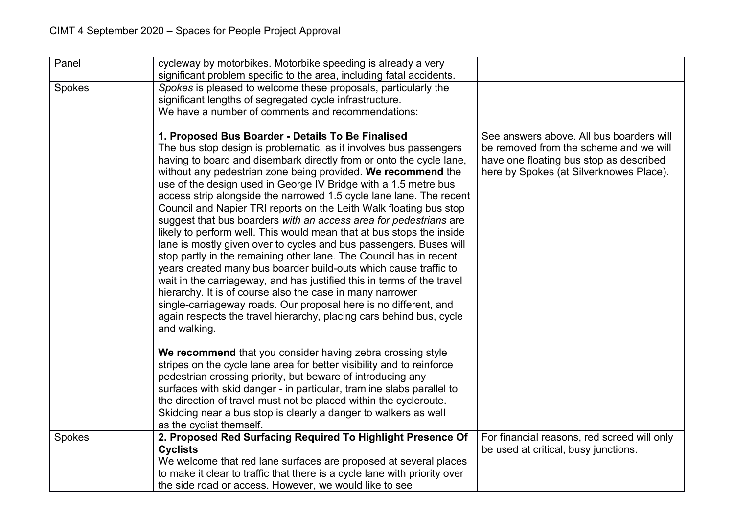| Panel | cycleway by motorbikes. Motorbike speeding is already a very significant problem specific to the area, including fatal accidents. | |
|---|---|---|
| Spokes | *Spokes* is pleased to welcome these proposals, particularly the significant lengths of segregated cycle infrastructure.<br>We have a number of comments and recommendations:<br><br>**1. Proposed Bus Boarder - Details To Be Finalised**<br>The bus stop design is problematic, as it involves bus passengers having to board and disembark directly from or onto the cycle lane, without any pedestrian zone being provided. **We recommend** the use of the design used in George IV Bridge with a 1.5 metre bus access strip alongside the narrowed 1.5 cycle lane lane. The recent Council and Napier TRI reports on the Leith Walk floating bus stop suggest that bus boarders *with an access area for pedestrians* are likely to perform well. This would mean that at bus stops the inside lane is mostly given over to cycles and bus passengers. Buses will stop partly in the remaining other lane. The Council has in recent years created many bus boarder build-outs which cause traffic to wait in the carriageway, and has justified this in terms of the travel hierarchy. It is of course also the case in many narrower single-carriageway roads. Our proposal here is no different, and again respects the travel hierarchy, placing cars behind bus, cycle and walking.<br><br>**We recommend** that you consider having zebra crossing style stripes on the cycle lane area for better visibility and to reinforce pedestrian crossing priority, but beware of introducing any surfaces with skid danger - in particular, tramline slabs parallel to the direction of travel must not be placed within the cycleroute. Skidding near a bus stop is clearly a danger to walkers as well as the cyclist themself. | <br><br><br><br>See answers above. All bus boarders will be removed from the scheme and we will have one floating bus stop as described here by Spokes (at Silverknowes Place). |
| Spokes | **2. Proposed Red Surfacing Required To Highlight Presence Of Cyclists**<br>We welcome that red lane surfaces are proposed at several places to make it clear to traffic that there is a cycle lane with priority over the side road or access. However, we would like to see | For financial reasons, red screed will only be used at critical, busy junctions. |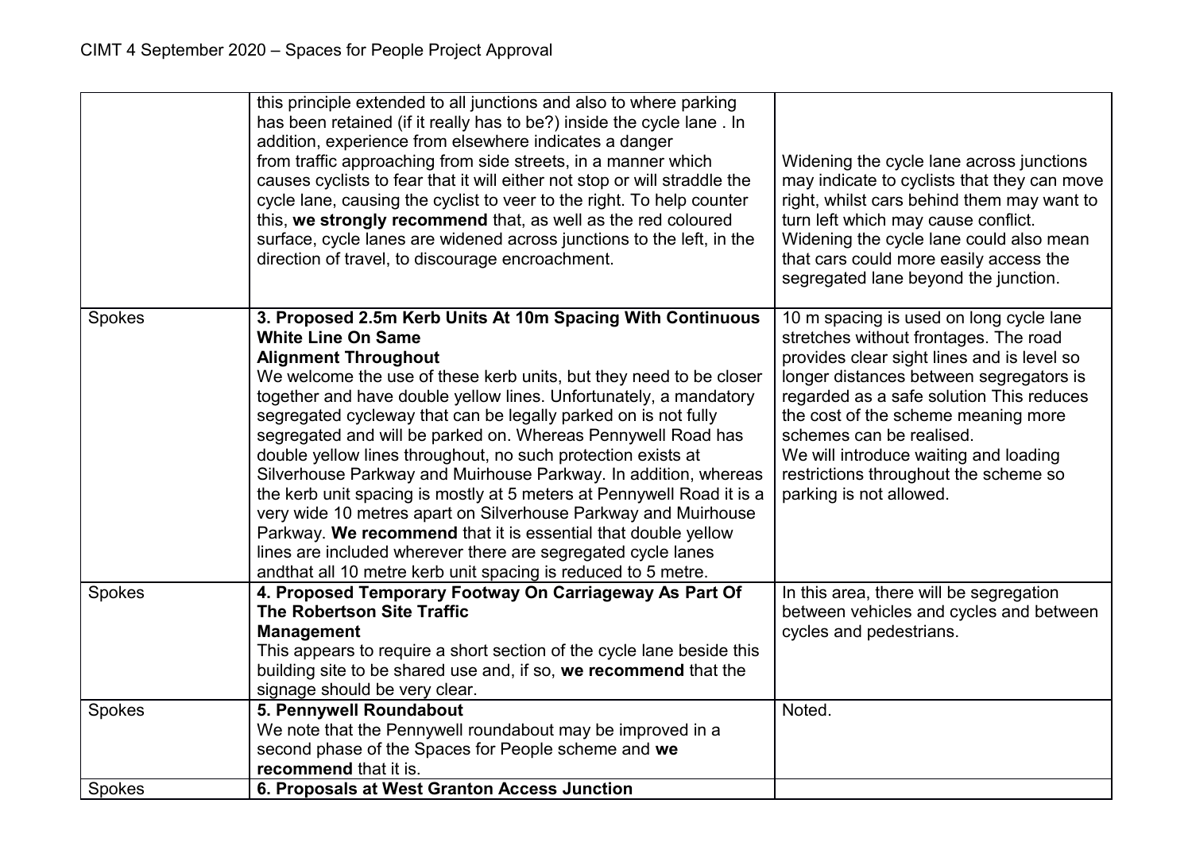| | | |
|---|---|---|
| | this principle extended to all junctions and also to where parking has been retained (if it really has to be?) inside the cycle lane . In addition, experience from elsewhere indicates a danger from traffic approaching from side streets, in a manner which causes cyclists to fear that it will either not stop or will straddle the cycle lane, causing the cyclist to veer to the right. To help counter this, **we strongly recommend** that, as well as the red coloured surface, cycle lanes are widened across junctions to the left, in the direction of travel, to discourage encroachment. | Widening the cycle lane across junctions may indicate to cyclists that they can move right, whilst cars behind them may want to turn left which may cause conflict. Widening the cycle lane could also mean that cars could more easily access the segregated lane beyond the junction. |
| Spokes | **3. Proposed 2.5m Kerb Units At 10m Spacing With Continuous White Line On Same Alignment Throughout**<br>We welcome the use of these kerb units, but they need to be closer together and have double yellow lines. Unfortunately, a mandatory segregated cycleway that can be legally parked on is not fully segregated and will be parked on. Whereas Pennywell Road has double yellow lines throughout, no such protection exists at Silverhouse Parkway and Muirhouse Parkway. In addition, whereas the kerb unit spacing is mostly at 5 meters at Pennywell Road it is a very wide 10 metres apart on Silverhouse Parkway and Muirhouse Parkway. **We recommend** that it is essential that double yellow lines are included wherever there are segregated cycle lanes andthat all 10 metre kerb unit spacing is reduced to 5 metre. | 10 m spacing is used on long cycle lane stretches without frontages. The road provides clear sight lines and is level so longer distances between segregators is regarded as a safe solution This reduces the cost of the scheme meaning more schemes can be realised.<br>We will introduce waiting and loading restrictions throughout the scheme so parking is not allowed. |
| Spokes | **4. Proposed Temporary Footway On Carriageway As Part Of The Robertson Site Traffic Management**<br>This appears to require a short section of the cycle lane beside this building site to be shared use and, if so, **we recommend** that the signage should be very clear. | In this area, there will be segregation between vehicles and cycles and between cycles and pedestrians. |
| Spokes | **5. Pennywell Roundabout**<br>We note that the Pennywell roundabout may be improved in a second phase of the Spaces for People scheme and **we recommend** that it is. | Noted. |
| Spokes | **6. Proposals at West Granton Access Junction** | |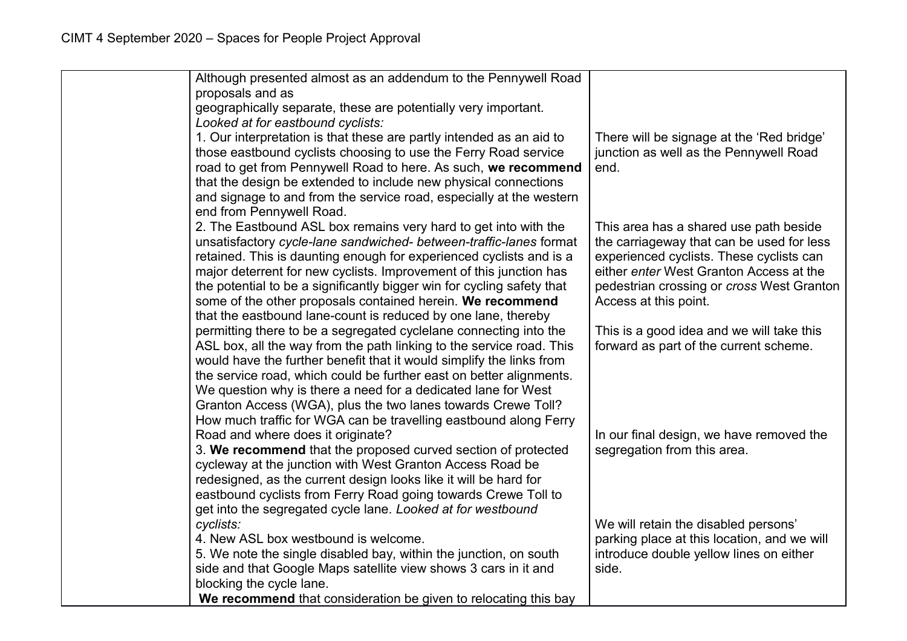|  | Although presented almost as an addendum to the Pennywell Road proposals and as<br>geographically separate, these are potentially very important.<br>*Looked at for eastbound cyclists:*<br>1. Our interpretation is that these are partly intended as an aid to those eastbound cyclists choosing to use the Ferry Road service road to get from Pennywell Road to here. As such, **we recommend** that the design be extended to include new physical connections and signage to and from the service road, especially at the western end from Pennywell Road.<br>2. The Eastbound ASL box remains very hard to get into with the unsatisfactory *cycle-lane sandwiched- between-traffic-lanes* format retained. This is daunting enough for experienced cyclists and is a major deterrent for new cyclists. Improvement of this junction has the potential to be a significantly bigger win for cycling safety that some of the other proposals contained herein. **We recommend** that the eastbound lane-count is reduced by one lane, thereby permitting there to be a segregated cyclelane connecting into the ASL box, all the way from the path linking to the service road. This would have the further benefit that it would simplify the links from the service road, which could be further east on better alignments. We question why is there a need for a dedicated lane for West Granton Access (WGA), plus the two lanes towards Crewe Toll? How much traffic for WGA can be travelling eastbound along Ferry Road and where does it originate?<br>3. **We recommend** that the proposed curved section of protected cycleway at the junction with West Granton Access Road be redesigned, as the current design looks like it will be hard for eastbound cyclists from Ferry Road going towards Crewe Toll to get into the segregated cycle lane. *Looked at for westbound cyclists:*<br>4. New ASL box westbound is welcome.<br>5. We note the single disabled bay, within the junction, on south side and that Google Maps satellite view shows 3 cars in it and blocking the cycle lane.<br>**We recommend** that consideration be given to relocating this bay | There will be signage at the 'Red bridge' junction as well as the Pennywell Road end.<br><br>This area has a shared use path beside the carriageway that can be used for less experienced cyclists. These cyclists can either *enter* West Granton Access at the pedestrian crossing or *cross* West Granton Access at this point.<br><br>This is a good idea and we will take this forward as part of the current scheme.<br><br>In our final design, we have removed the segregation from this area.<br><br>We will retain the disabled persons' parking place at this location, and we will introduce double yellow lines on either side. |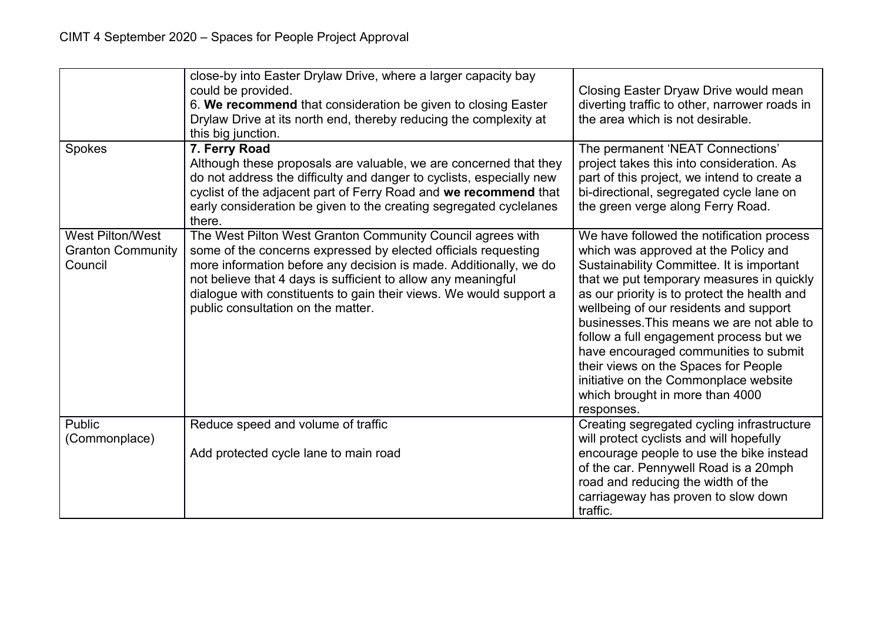| | | |
|---|---|---|
| | close-by into Easter Drylaw Drive, where a larger capacity bay could be provided.<br>6. **We recommend** that consideration be given to closing Easter Drylaw Drive at its north end, thereby reducing the complexity at this big junction. | Closing Easter Dryaw Drive would mean diverting traffic to other, narrower roads in the area which is not desirable. |
| Spokes | **7. Ferry Road**<br>Although these proposals are valuable, we are concerned that they do not address the difficulty and danger to cyclists, especially new cyclist of the adjacent part of Ferry Road and **we recommend** that early consideration be given to the creating segregated cyclelanes there. | The permanent 'NEAT Connections' project takes this into consideration. As part of this project, we intend to create a bi-directional, segregated cycle lane on the green verge along Ferry Road. |
| West Pilton/West Granton Community Council | The West Pilton West Granton Community Council agrees with some of the concerns expressed by elected officials requesting more information before any decision is made. Additionally, we do not believe that 4 days is sufficient to allow any meaningful dialogue with constituents to gain their views. We would support a public consultation on the matter. | We have followed the notification process which was approved at the Policy and Sustainability Committee. It is important that we put temporary measures in quickly as our priority is to protect the health and wellbeing of our residents and support businesses.This means we are not able to follow a full engagement process but we have encouraged communities to submit their views on the Spaces for People initiative on the Commonplace website which brought in more than 4000 responses. |
| Public (Commonplace) | Reduce speed and volume of traffic<br><br>Add protected cycle lane to main road | Creating segregated cycling infrastructure will protect cyclists and will hopefully encourage people to use the bike instead of the car. Pennywell Road is a 20mph road and reducing the width of the carriageway has proven to slow down traffic. |